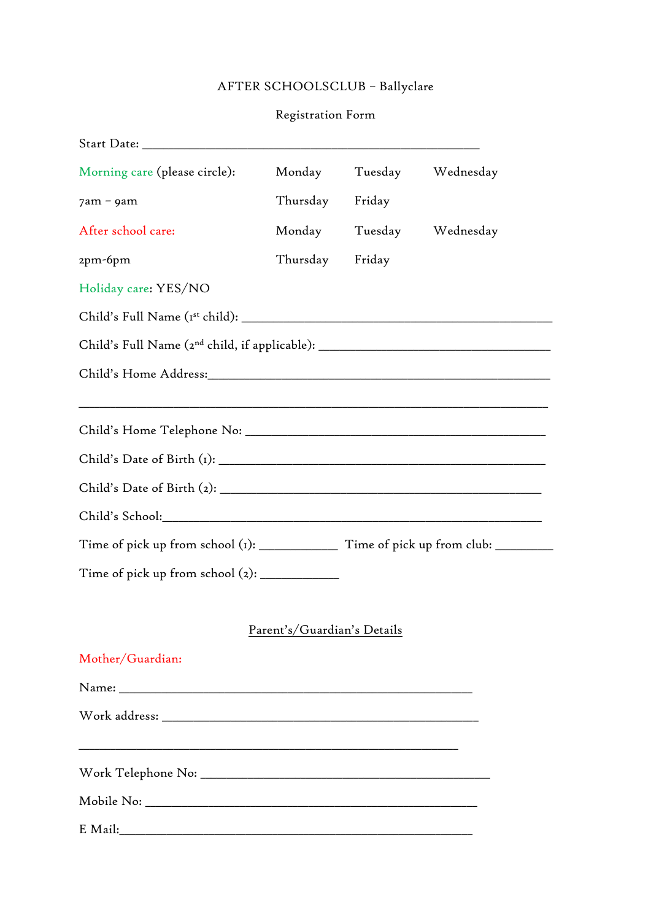# AFTER SCHOOLSCLUB – Ballyclare

## Registration Form

Start Date: ___________________________________________________

Morning care (please circle): Monday Tuesday Wednesday

7am – 9am Thursday Friday

After school care: Monday Tuesday Wednesday

2pm-6pm Thursday Friday

Holiday care: YES/NO

Child's Full Name (1st child): ______________________________________________

Child's Full Name (2nd child, if applicable): __________________________________

Child's Home Address:____________________________________________________

_______________________________________________________________________

Child's Home Telephone No: _______________________________________________

Child's Date of Birth (1): __________________________________________________

Child's Date of Birth (2): __________________________________________________

Child's School:___________________________________________________________

Time of pick up from school (1): ___________ Time of pick up from club: ________

Time of pick up from school (2): ___________

### Parent's/Guardian's Details

**Mother/Guardian:**

Name: _____________________________________________________

Work address: ______________________________________________

__________________________________________________________

Work Telephone No: __________________________________________

Mobile No: _________________________________________________

E Mail:_____________________________________________________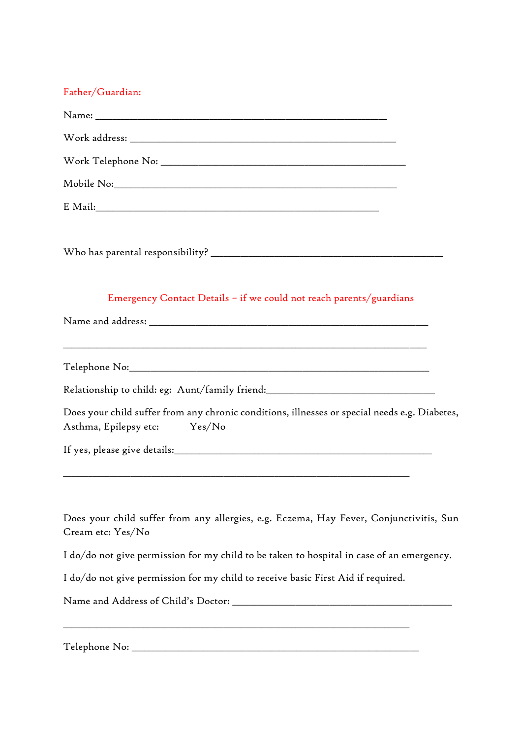Father/Guardian:

Name: ___________________________________________________________

Work address: _______________________________________________________

Work Telephone No: ___________________________________________________

Mobile No:___________________________________________________________

E Mail:_____________________________________________________________

Who has parental responsibility? _____________________________________________

Emergency Contact Details – if we could not reach parents/guardians

Name and address: __________________________________________________________

___________________________________________________________________________

Telephone No:______________________________________________________________

Relationship to child: eg: Aunt/family friend:_________________________________

Does your child suffer from any chronic conditions, illnesses or special needs e.g. Diabetes, Asthma, Epilepsy etc: Yes/No

If yes, please give details:_____________________________________________________

_________________________________________________________________________

Does your child suffer from any allergies, e.g. Eczema, Hay Fever, Conjunctivitis, Sun Cream etc: Yes/No

I do/do not give permission for my child to be taken to hospital in case of an emergency.

I do/do not give permission for my child to receive basic First Aid if required.

Name and Address of Child's Doctor: ___________________________________________

_________________________________________________________________________

Telephone No: ____________________________________________________________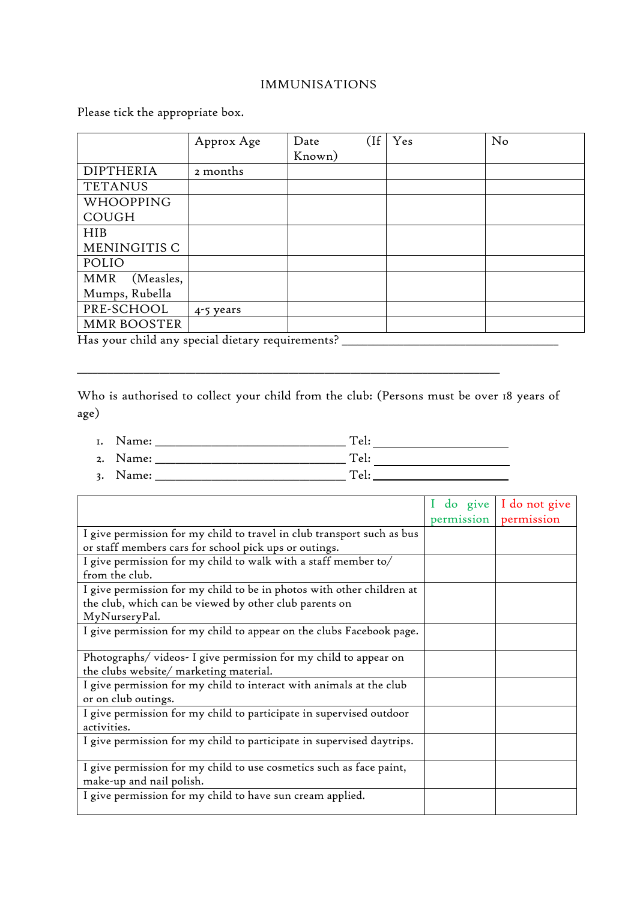# IMMUNISATIONS

Please tick the appropriate box.

| | Approx Age | Date (If Known) | Yes | No |
|---|---|---|---|---|
| DIPTHERIA | 2 months | | | |
| TETANUS | | | | |
| WHOOPPING COUGH | | | | |
| HIB MENINGITIS C | | | | |
| POLIO | | | | |
| MMR (Measles, Mumps, Rubella | | | | |
| PRE-SCHOOL | 4-5 years | | | |
| MMR BOOSTER | | | | |

Has your child any special dietary requirements? ___________________________________

_____________________________________________________________________

Who is authorised to collect your child from the club: (Persons must be over 18 years of age)

1. Name: ______________________________ Tel: _____________________
2. Name: ______________________________ Tel: _____________________
3. Name: ______________________________ Tel: _____________________

| | I do give permission | I do not give permission |
|---|---|---|
| I give permission for my child to travel in club transport such as bus or staff members cars for school pick ups or outings. | | |
| I give permission for my child to walk with a staff member to/ from the club. | | |
| I give permission for my child to be in photos with other children at the club, which can be viewed by other club parents on MyNurseryPal. | | |
| I give permission for my child to appear on the clubs Facebook page. | | |
| Photographs/ videos- I give permission for my child to appear on the clubs website/ marketing material. | | |
| I give permission for my child to interact with animals at the club or on club outings. | | |
| I give permission for my child to participate in supervised outdoor activities. | | |
| I give permission for my child to participate in supervised daytrips. | | |
| I give permission for my child to use cosmetics such as face paint, make-up and nail polish. | | |
| I give permission for my child to have sun cream applied. | | |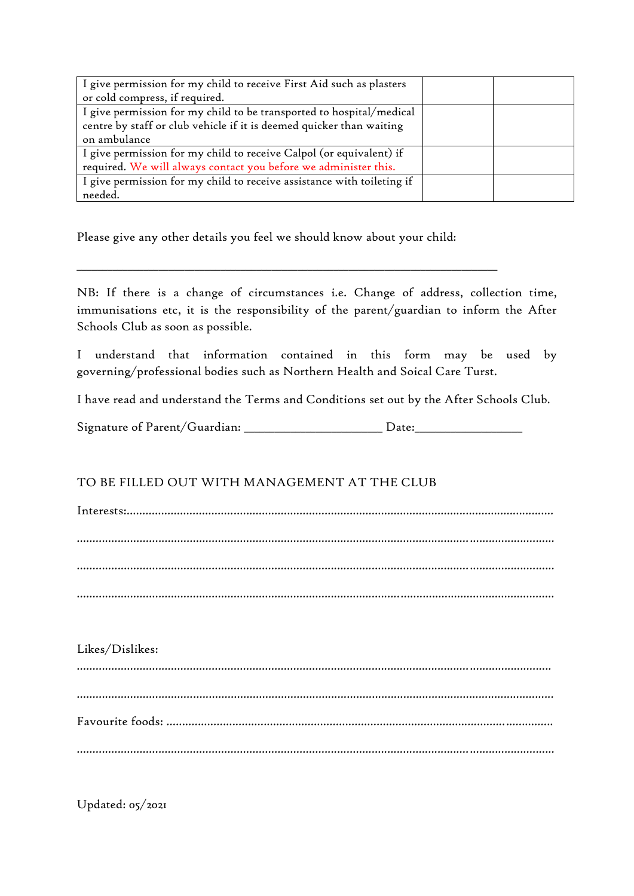| | | |
|---|---|---|
| I give permission for my child to receive First Aid such as plasters or cold compress, if required. | | |
| I give permission for my child to be transported to hospital/medical centre by staff or club vehicle if it is deemed quicker than waiting on ambulance | | |
| I give permission for my child to receive Calpol (or equivalent) if required. We will always contact you before we administer this. | | |
| I give permission for my child to receive assistance with toileting if needed. | | |

Please give any other details you feel we should know about your child:

_______________________________________________________________

NB: If there is a change of circumstances i.e. Change of address, collection time, immunisations etc, it is the responsibility of the parent/guardian to inform the After Schools Club as soon as possible.

I understand that information contained in this form may be used by governing/professional bodies such as Northern Health and Soical Care Turst.

I have read and understand the Terms and Conditions set out by the After Schools Club.

Signature of Parent/Guardian: ____________________ Date:_______________

TO BE FILLED OUT WITH MANAGEMENT AT THE CLUB

Interests:..........................................................................................................................................

..........................................................................................................................................................

..........................................................................................................................................................

..........................................................................................................................................................

Likes/Dislikes:

..........................................................................................................................................................

..........................................................................................................................................................

Favourite foods: .............................................................................................................................

..........................................................................................................................................................

Updated: 05/2021